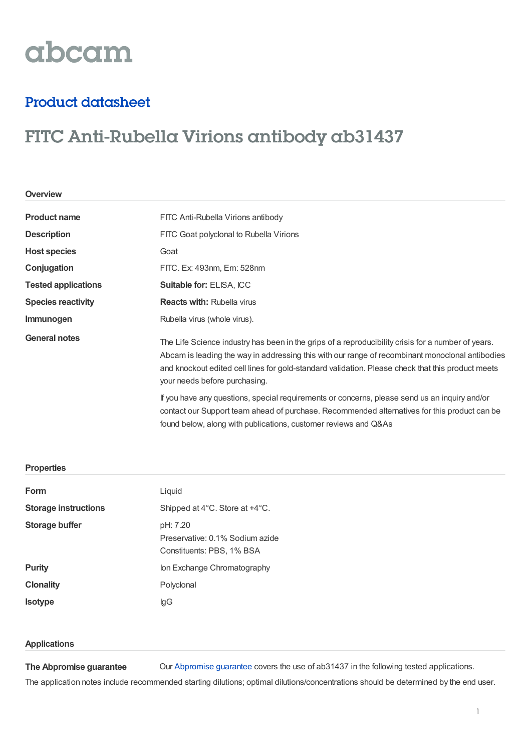abcam

## Product datasheet

# FITC Anti-Rubella Virions antibody ab31437

### Overview

| | |
|---|---|
| **Product name** | FITC Anti-Rubella Virions antibody |
| **Description** | FITC Goat polyclonal to Rubella Virions |
| **Host species** | Goat |
| **Conjugation** | FITC. Ex: 493nm, Em: 528nm |
| **Tested applications** | **Suitable for:** ELISA, ICC |
| **Species reactivity** | **Reacts with:** Rubella virus |
| **Immunogen** | Rubella virus (whole virus). |
| **General notes** | The Life Science industry has been in the grips of a reproducibility crisis for a number of years. Abcam is leading the way in addressing this with our range of recombinant monoclonal antibodies and knockout edited cell lines for gold-standard validation. Please check that this product meets your needs before purchasing.<br><br>If you have any questions, special requirements or concerns, please send us an inquiry and/or contact our Support team ahead of purchase. Recommended alternatives for this product can be found below, along with publications, customer reviews and Q&As |

### Properties

| | |
|---|---|
| **Form** | Liquid |
| **Storage instructions** | Shipped at 4°C. Store at +4°C. |
| **Storage buffer** | pH: 7.20<br>Preservative: 0.1% Sodium azide<br>Constituents: PBS, 1% BSA |
| **Purity** | Ion Exchange Chromatography |
| **Clonality** | Polyclonal |
| **Isotype** | IgG |

### Applications

**The Abpromise guarantee** Our Abpromise guarantee covers the use of ab31437 in the following tested applications.

The application notes include recommended starting dilutions; optimal dilutions/concentrations should be determined by the end user.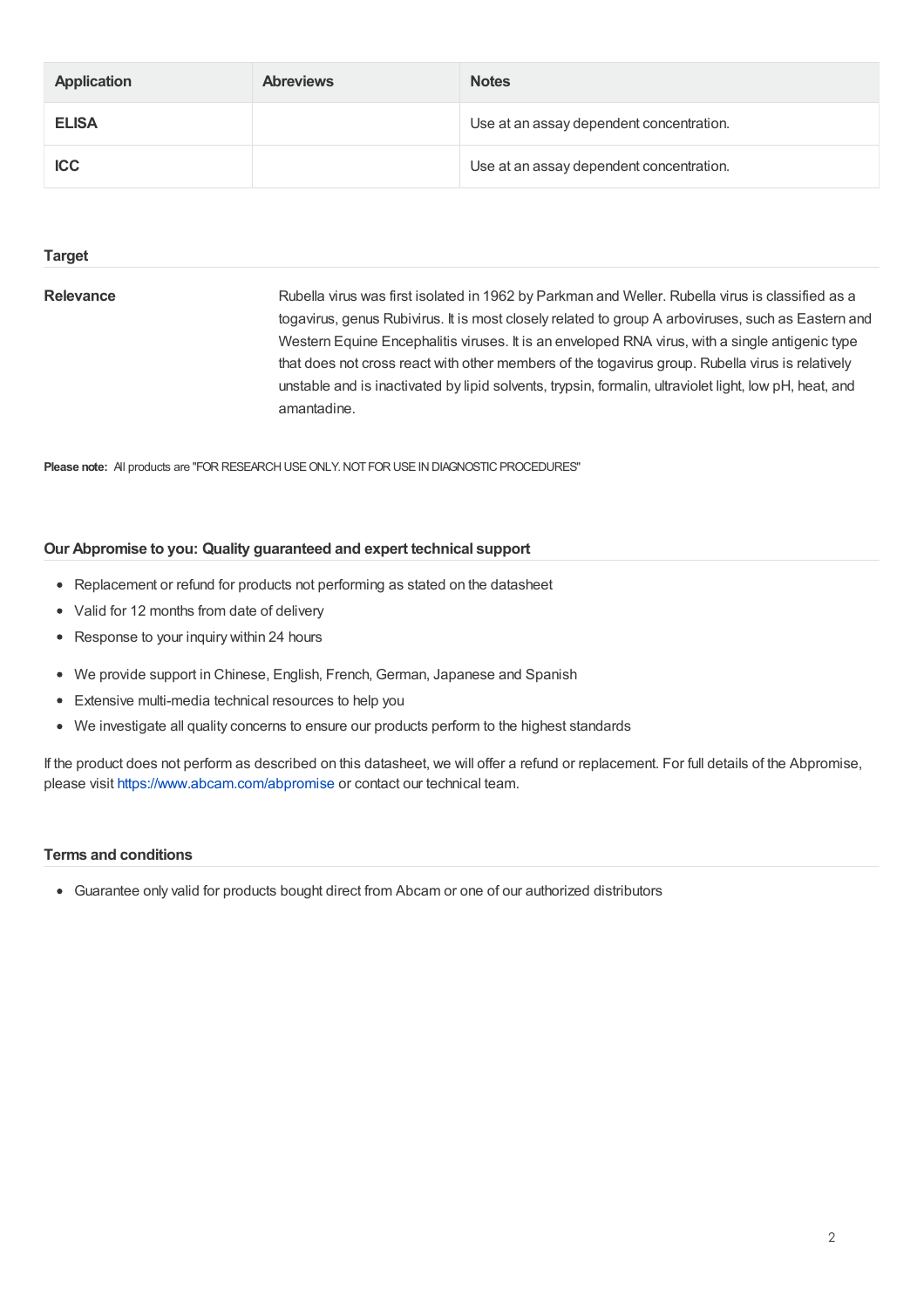| Application | Abreviews | Notes |
| --- | --- | --- |
| **ELISA** | | Use at an assay dependent concentration. |
| **ICC** | | Use at an assay dependent concentration. |

## Target

**Relevance**

Rubella virus was first isolated in 1962 by Parkman and Weller. Rubella virus is classified as a togavirus, genus Rubivirus. It is most closely related to group A arboviruses, such as Eastern and Western Equine Encephalitis viruses. It is an enveloped RNA virus, with a single antigenic type that does not cross react with other members of the togavirus group. Rubella virus is relatively unstable and is inactivated by lipid solvents, trypsin, formalin, ultraviolet light, low pH, heat, and amantadine.

**Please note:** All products are "FOR RESEARCH USE ONLY. NOT FOR USE IN DIAGNOSTIC PROCEDURES"

## Our Abpromise to you: Quality guaranteed and expert technical support

- Replacement or refund for products not performing as stated on the datasheet
- Valid for 12 months from date of delivery
- Response to your inquiry within 24 hours

- We provide support in Chinese, English, French, German, Japanese and Spanish
- Extensive multi-media technical resources to help you
- We investigate all quality concerns to ensure our products perform to the highest standards

If the product does not perform as described on this datasheet, we will offer a refund or replacement. For full details of the Abpromise, please visit https://www.abcam.com/abpromise or contact our technical team.

## Terms and conditions

- Guarantee only valid for products bought direct from Abcam or one of our authorized distributors